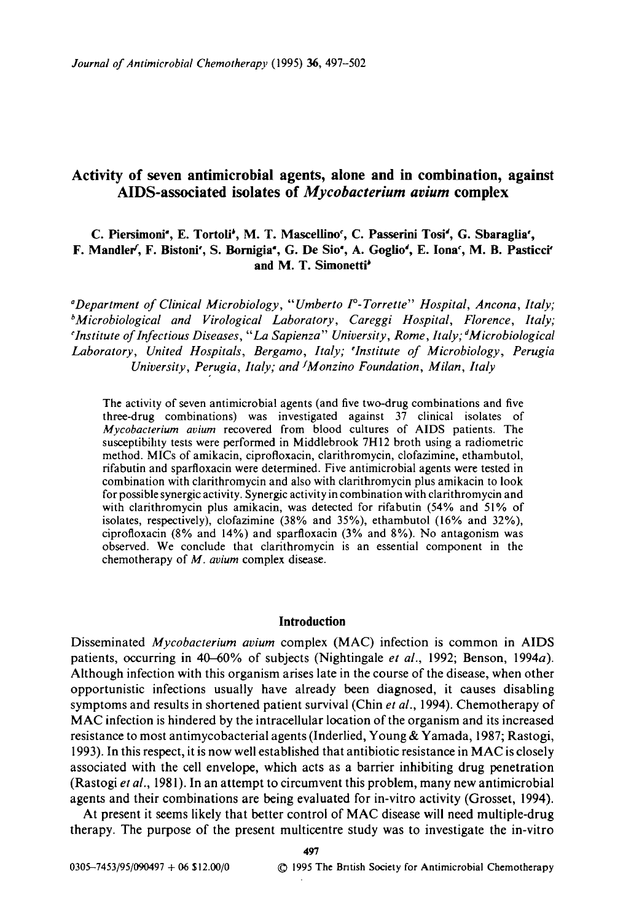# Activity of seven antimicrobial agents, alone and in combination, against AIDS-associated isolates of *Mycobacterium avium* complex

C. Piersimoni[a], E. Tortoli[b], M. T. Mascellino[c], C. Passerini Tosi[d], G. Sbaraglia[e], F. Mandler[f], F. Bistoni[e], S. Bornigia[a], G. De Sio[a], A. Goglio[d], E. Iona[c], M. B. Pasticci[e] and M. T. Simonetti[b]

[a]*Department of Clinical Microbiology, "Umberto I°-Torrette" Hospital, Ancona, Italy;* [b]*Microbiological and Virological Laboratory, Careggi Hospital, Florence, Italy;* [c]*Institute of Infectious Diseases, "La Sapienza" University, Rome, Italy;* [d]*Microbiological Laboratory, United Hospitals, Bergamo, Italy;* [e]*Institute of Microbiology, Perugia University, Perugia, Italy; and* [f]*Monzino Foundation, Milan, Italy*

The activity of seven antimicrobial agents (and five two-drug combinations and five three-drug combinations) was investigated against 37 clinical isolates of *Mycobacterium avium* recovered from blood cultures of AIDS patients. The susceptibility tests were performed in Middlebrook 7H12 broth using a radiometric method. MICs of amikacin, ciprofloxacin, clarithromycin, clofazimine, ethambutol, rifabutin and sparfloxacin were determined. Five antimicrobial agents were tested in combination with clarithromycin and also with clarithromycin plus amikacin to look for possible synergic activity. Synergic activity in combination with clarithromycin and with clarithromycin plus amikacin, was detected for rifabutin (54% and 51% of isolates, respectively), clofazimine (38% and 35%), ethambutol (16% and 32%), ciprofloxacin (8% and 14%) and sparfloxacin (3% and 8%). No antagonism was observed. We conclude that clarithromycin is an essential component in the chemotherapy of *M. avium* complex disease.

## Introduction

Disseminated *Mycobacterium avium* complex (MAC) infection is common in AIDS patients, occurring in 40–60% of subjects (Nightingale *et al.*, 1992; Benson, 1994*a*). Although infection with this organism arises late in the course of the disease, when other opportunistic infections usually have already been diagnosed, it causes disabling symptoms and results in shortened patient survival (Chin *et al.*, 1994). Chemotherapy of MAC infection is hindered by the intracellular location of the organism and its increased resistance to most antimycobacterial agents (Inderlied, Young & Yamada, 1987; Rastogi, 1993). In this respect, it is now well established that antibiotic resistance in MAC is closely associated with the cell envelope, which acts as a barrier inhibiting drug penetration (Rastogi *et al.*, 1981). In an attempt to circumvent this problem, many new antimicrobial agents and their combinations are being evaluated for in-vitro activity (Grosset, 1994).

At present it seems likely that better control of MAC disease will need multiple-drug therapy. The purpose of the present multicentre study was to investigate the in-vitro

0305–7453/95/090497 + 06 $12.00/0 © 1995 The British Society for Antimicrobial Chemotherapy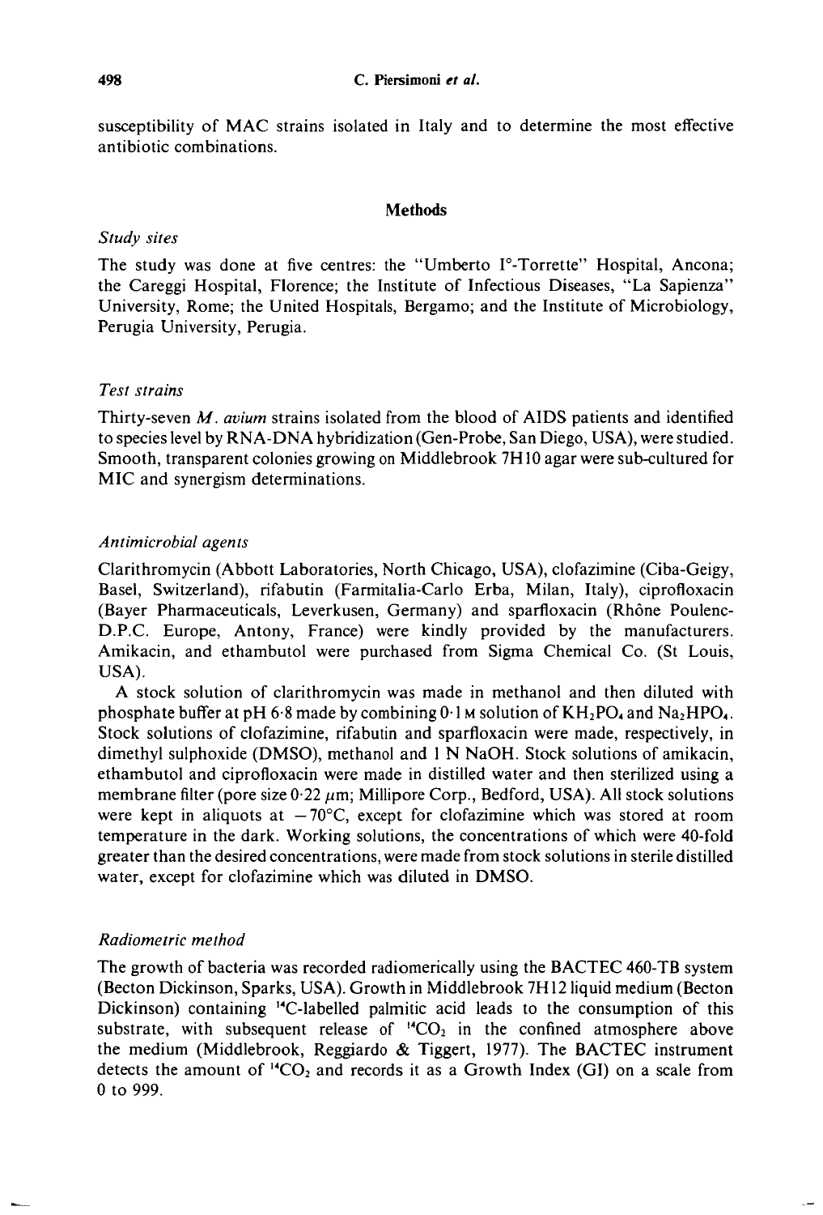susceptibility of MAC strains isolated in Italy and to determine the most effective antibiotic combinations.

## Methods

### *Study sites*

The study was done at five centres: the "Umberto I°-Torrette" Hospital, Ancona; the Careggi Hospital, Florence; the Institute of Infectious Diseases, "La Sapienza" University, Rome; the United Hospitals, Bergamo; and the Institute of Microbiology, Perugia University, Perugia.

### *Test strains*

Thirty-seven *M. avium* strains isolated from the blood of AIDS patients and identified to species level by RNA-DNA hybridization (Gen-Probe, San Diego, USA), were studied. Smooth, transparent colonies growing on Middlebrook 7H10 agar were sub-cultured for MIC and synergism determinations.

### *Antimicrobial agents*

Clarithromycin (Abbott Laboratories, North Chicago, USA), clofazimine (Ciba-Geigy, Basel, Switzerland), rifabutin (Farmitalia-Carlo Erba, Milan, Italy), ciprofloxacin (Bayer Pharmaceuticals, Leverkusen, Germany) and sparfloxacin (Rhône Poulenc-D.P.C. Europe, Antony, France) were kindly provided by the manufacturers. Amikacin, and ethambutol were purchased from Sigma Chemical Co. (St Louis, USA).

A stock solution of clarithromycin was made in methanol and then diluted with phosphate buffer at pH 6·8 made by combining 0·1 M solution of $KH_2PO_4$ and $Na_2HPO_4$. Stock solutions of clofazimine, rifabutin and sparfloxacin were made, respectively, in dimethyl sulphoxide (DMSO), methanol and 1 N NaOH. Stock solutions of amikacin, ethambutol and ciprofloxacin were made in distilled water and then sterilized using a membrane filter (pore size 0·22 $\mu$m; Millipore Corp., Bedford, USA). All stock solutions were kept in aliquots at $-70$°C, except for clofazimine which was stored at room temperature in the dark. Working solutions, the concentrations of which were 40-fold greater than the desired concentrations, were made from stock solutions in sterile distilled water, except for clofazimine which was diluted in DMSO.

### *Radiometric method*

The growth of bacteria was recorded radiomerically using the BACTEC 460-TB system (Becton Dickinson, Sparks, USA). Growth in Middlebrook 7H12 liquid medium (Becton Dickinson) containing $^{14}$C-labelled palmitic acid leads to the consumption of this substrate, with subsequent release of $^{14}CO_2$ in the confined atmosphere above the medium (Middlebrook, Reggiardo & Tiggert, 1977). The BACTEC instrument detects the amount of $^{14}CO_2$ and records it as a Growth Index (GI) on a scale from 0 to 999.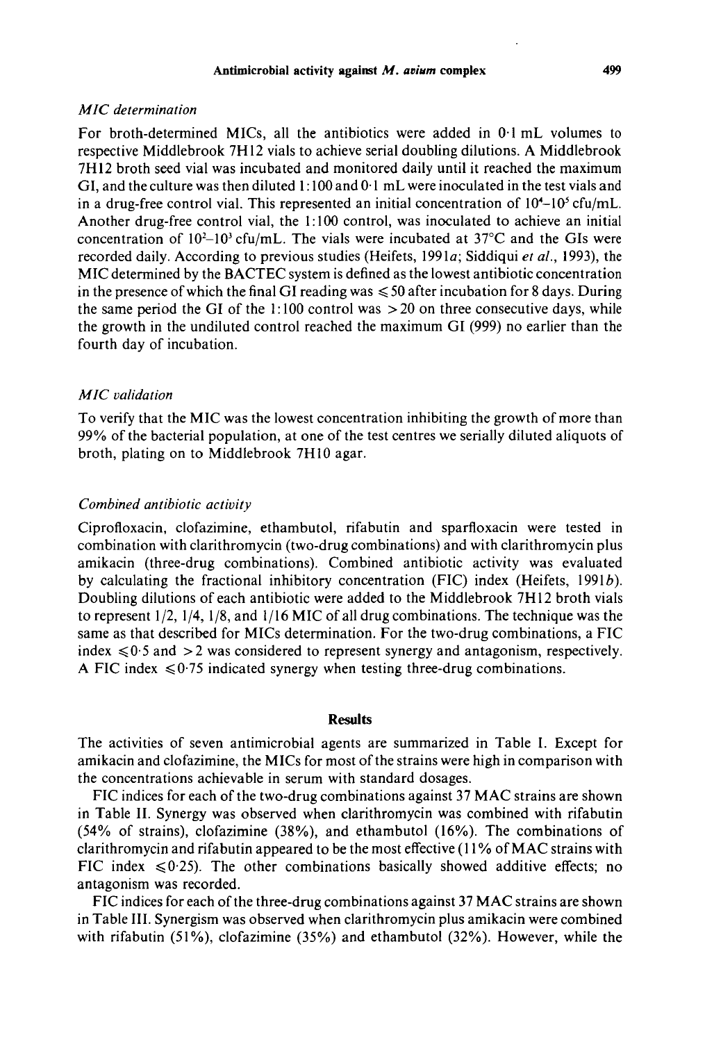### *MIC determination*

For broth-determined MICs, all the antibiotics were added in 0·1 mL volumes to respective Middlebrook 7H12 vials to achieve serial doubling dilutions. A Middlebrook 7H12 broth seed vial was incubated and monitored daily until it reached the maximum GI, and the culture was then diluted 1:100 and 0·1 mL were inoculated in the test vials and in a drug-free control vial. This represented an initial concentration of $10^4$–$10^5$ cfu/mL. Another drug-free control vial, the 1:100 control, was inoculated to achieve an initial concentration of $10^2$–$10^3$ cfu/mL. The vials were incubated at 37°C and the GIs were recorded daily. According to previous studies (Heifets, 1991*a*; Siddiqui *et al*., 1993), the MIC determined by the BACTEC system is defined as the lowest antibiotic concentration in the presence of which the final GI reading was $\leqslant 50$ after incubation for 8 days. During the same period the GI of the 1:100 control was $> 20$ on three consecutive days, while the growth in the undiluted control reached the maximum GI (999) no earlier than the fourth day of incubation.

### *MIC validation*

To verify that the MIC was the lowest concentration inhibiting the growth of more than 99% of the bacterial population, at one of the test centres we serially diluted aliquots of broth, plating on to Middlebrook 7H10 agar.

### *Combined antibiotic activity*

Ciprofloxacin, clofazimine, ethambutol, rifabutin and sparfloxacin were tested in combination with clarithromycin (two-drug combinations) and with clarithromycin plus amikacin (three-drug combinations). Combined antibiotic activity was evaluated by calculating the fractional inhibitory concentration (FIC) index (Heifets, 1991*b*). Doubling dilutions of each antibiotic were added to the Middlebrook 7H12 broth vials to represent 1/2, 1/4, 1/8, and 1/16 MIC of all drug combinations. The technique was the same as that described for MICs determination. For the two-drug combinations, a FIC index $\leqslant 0{\cdot}5$ and $> 2$ was considered to represent synergy and antagonism, respectively. A FIC index $\leqslant 0{\cdot}75$ indicated synergy when testing three-drug combinations.

## Results

The activities of seven antimicrobial agents are summarized in Table I. Except for amikacin and clofazimine, the MICs for most of the strains were high in comparison with the concentrations achievable in serum with standard dosages.

FIC indices for each of the two-drug combinations against 37 MAC strains are shown in Table II. Synergy was observed when clarithromycin was combined with rifabutin (54% of strains), clofazimine (38%), and ethambutol (16%). The combinations of clarithromycin and rifabutin appeared to be the most effective (11% of MAC strains with FIC index $\leqslant 0{\cdot}25$). The other combinations basically showed additive effects; no antagonism was recorded.

FIC indices for each of the three-drug combinations against 37 MAC strains are shown in Table III. Synergism was observed when clarithromycin plus amikacin were combined with rifabutin (51%), clofazimine (35%) and ethambutol (32%). However, while the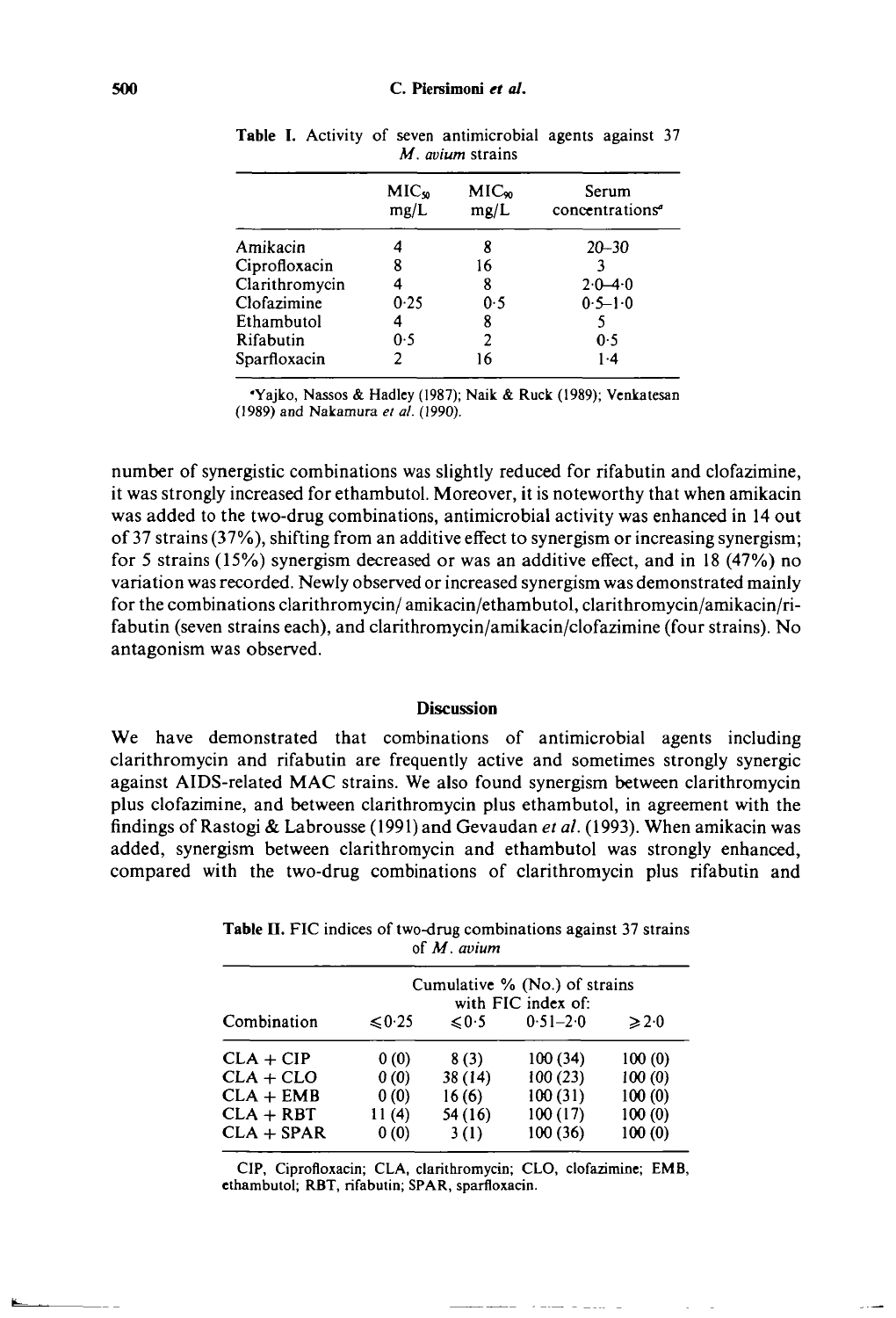**Table I.** Activity of seven antimicrobial agents against 37 *M. avium* strains

| | $MIC_{50}$ mg/L | $MIC_{90}$ mg/L | Serum concentrations[a] |
|---|---|---|---|
| Amikacin | 4 | 8 | 20–30 |
| Ciprofloxacin | 8 | 16 | 3 |
| Clarithromycin | 4 | 8 | 2·0–4·0 |
| Clofazimine | 0·25 | 0·5 | 0·5–1·0 |
| Ethambutol | 4 | 8 | 5 |
| Rifabutin | 0·5 | 2 | 0·5 |
| Sparfloxacin | 2 | 16 | 1·4 |

[a]Yajko, Nassos & Hadley (1987); Naik & Ruck (1989); Venkatesan (1989) and Nakamura *et al.* (1990).

number of synergistic combinations was slightly reduced for rifabutin and clofazimine, it was strongly increased for ethambutol. Moreover, it is noteworthy that when amikacin was added to the two-drug combinations, antimicrobial activity was enhanced in 14 out of 37 strains (37%), shifting from an additive effect to synergism or increasing synergism; for 5 strains (15%) synergism decreased or was an additive effect, and in 18 (47%) no variation was recorded. Newly observed or increased synergism was demonstrated mainly for the combinations clarithromycin/ amikacin/ethambutol, clarithromycin/amikacin/rifabutin (seven strains each), and clarithromycin/amikacin/clofazimine (four strains). No antagonism was observed.

## Discussion

We have demonstrated that combinations of antimicrobial agents including clarithromycin and rifabutin are frequently active and sometimes strongly synergic against AIDS-related MAC strains. We also found synergism between clarithromycin plus clofazimine, and between clarithromycin plus ethambutol, in agreement with the findings of Rastogi & Labrousse (1991) and Gevaudan *et al.* (1993). When amikacin was added, synergism between clarithromycin and ethambutol was strongly enhanced, compared with the two-drug combinations of clarithromycin plus rifabutin and

**Table II.** FIC indices of two-drug combinations against 37 strains of *M. avium*

| Combination | Cumulative % (No.) of strains with FIC index of: ≤0·25 | ≤0·5 | 0·51–2·0 | ≥2·0 |
|---|---|---|---|---|
| CLA + CIP | 0 (0) | 8 (3) | 100 (34) | 100 (0) |
| CLA + CLO | 0 (0) | 38 (14) | 100 (23) | 100 (0) |
| CLA + EMB | 0 (0) | 16 (6) | 100 (31) | 100 (0) |
| CLA + RBT | 11 (4) | 54 (16) | 100 (17) | 100 (0) |
| CLA + SPAR | 0 (0) | 3 (1) | 100 (36) | 100 (0) |

CIP, Ciprofloxacin; CLA, clarithromycin; CLO, clofazimine; EMB, ethambutol; RBT, rifabutin; SPAR, sparfloxacin.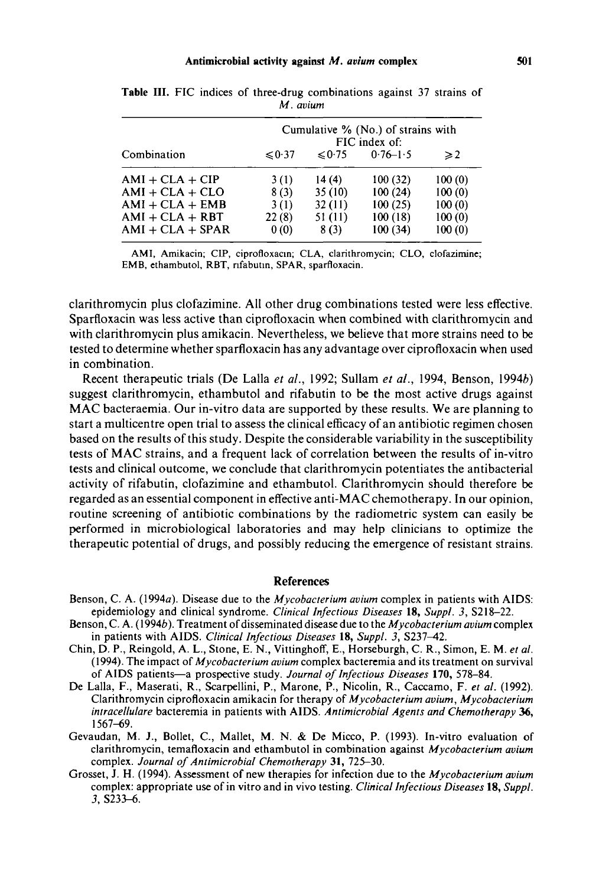Table III. FIC indices of three-drug combinations against 37 strains of *M. avium*

| Combination | Cumulative % (No.) of strains with FIC index of: | | | |
|---|---|---|---|---|
| | ≤0·37 | ≤0·75 | 0·76–1·5 | ≥2 |
| AMI + CLA + CIP | 3 (1) | 14 (4) | 100 (32) | 100 (0) |
| AMI + CLA + CLO | 8 (3) | 35 (10) | 100 (24) | 100 (0) |
| AMI + CLA + EMB | 3 (1) | 32 (11) | 100 (25) | 100 (0) |
| AMI + CLA + RBT | 22 (8) | 51 (11) | 100 (18) | 100 (0) |
| AMI + CLA + SPAR | 0 (0) | 8 (3) | 100 (34) | 100 (0) |

AMI, Amikacin; CIP, ciprofloxacin; CLA, clarithromycin; CLO, clofazimine; EMB, ethambutol, RBT, rifabutin, SPAR, sparfloxacin.

clarithromycin plus clofazimine. All other drug combinations tested were less effective. Sparfloxacin was less active than ciprofloxacin when combined with clarithromycin and with clarithromycin plus amikacin. Nevertheless, we believe that more strains need to be tested to determine whether sparfloxacin has any advantage over ciprofloxacin when used in combination.

Recent therapeutic trials (De Lalla *et al.*, 1992; Sullam *et al.*, 1994, Benson, 1994*b*) suggest clarithromycin, ethambutol and rifabutin to be the most active drugs against MAC bacteraemia. Our in-vitro data are supported by these results. We are planning to start a multicentre open trial to assess the clinical efficacy of an antibiotic regimen chosen based on the results of this study. Despite the considerable variability in the susceptibility tests of MAC strains, and a frequent lack of correlation between the results of in-vitro tests and clinical outcome, we conclude that clarithromycin potentiates the antibacterial activity of rifabutin, clofazimine and ethambutol. Clarithromycin should therefore be regarded as an essential component in effective anti-MAC chemotherapy. In our opinion, routine screening of antibiotic combinations by the radiometric system can easily be performed in microbiological laboratories and may help clinicians to optimize the therapeutic potential of drugs, and possibly reducing the emergence of resistant strains.

## References

Benson, C. A. (1994*a*). Disease due to the *Mycobacterium avium* complex in patients with AIDS: epidemiology and clinical syndrome. *Clinical Infectious Diseases* **18**, *Suppl. 3*, S218–22.

Benson, C. A. (1994*b*). Treatment of disseminated disease due to the *Mycobacterium avium* complex in patients with AIDS. *Clinical Infectious Diseases* **18**, *Suppl. 3*, S237–42.

Chin, D. P., Reingold, A. L., Stone, E. N., Vittinghoff, E., Horseburgh, C. R., Simon, E. M. *et al.* (1994). The impact of *Mycobacterium avium* complex bacteremia and its treatment on survival of AIDS patients—a prospective study. *Journal of Infectious Diseases* **170**, 578–84.

De Lalla, F., Maserati, R., Scarpellini, P., Marone, P., Nicolin, R., Caccamo, F. *et al.* (1992). Clarithromycin ciprofloxacin amikacin for therapy of *Mycobacterium avium*, *Mycobacterium intracellulare* bacteremia in patients with AIDS. *Antimicrobial Agents and Chemotherapy* **36**, 1567–69.

Gevaudan, M. J., Bollet, C., Mallet, M. N. & De Micco, P. (1993). In-vitro evaluation of clarithromycin, temafloxacin and ethambutol in combination against *Mycobacterium avium* complex. *Journal of Antimicrobial Chemotherapy* **31**, 725–30.

Grosset, J. H. (1994). Assessment of new therapies for infection due to the *Mycobacterium avium* complex: appropriate use of in vitro and in vivo testing. *Clinical Infectious Diseases* **18**, *Suppl. 3*, S233–6.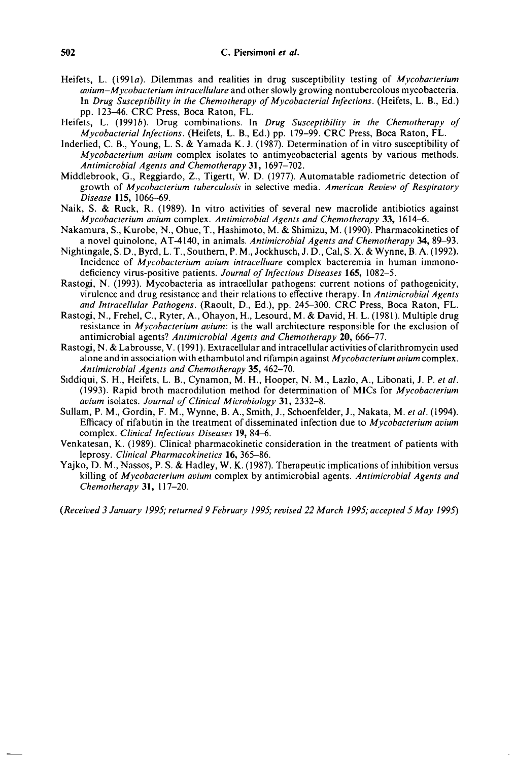Heifets, L. (1991*a*). Dilemmas and realities in drug susceptibility testing of *Mycobacterium avium–Mycobacterium intracellulare* and other slowly growing nontubercolous mycobacteria. In *Drug Susceptibility in the Chemotherapy of Mycobacterial Infections*. (Heifets, L. B., Ed.) pp. 123–46. CRC Press, Boca Raton, FL.

Heifets, L. (1991*b*). Drug combinations. In *Drug Susceptibility in the Chemotherapy of Mycobacterial Infections*. (Heifets, L. B., Ed.) pp. 179–99. CRC Press, Boca Raton, FL.

Inderlied, C. B., Young, L. S. & Yamada K. J. (1987). Determination of in vitro susceptibility of *Mycobacterium avium* complex isolates to antimycobacterial agents by various methods. *Antimicrobial Agents and Chemotherapy* **31**, 1697–702.

Middlebrook, G., Reggiardo, Z., Tigertt, W. D. (1977). Automatable radiometric detection of growth of *Mycobacterium tuberculosis* in selective media. *American Review of Respiratory Disease* **115**, 1066–69.

Naik, S. & Ruck, R. (1989). In vitro activities of several new macrolide antibiotics against *Mycobacterium avium* complex. *Antimicrobial Agents and Chemotherapy* **33**, 1614–6.

Nakamura, S., Kurobe, N., Ohue, T., Hashimoto, M. & Shimizu, M. (1990). Pharmacokinetics of a novel quinolone, AT-4140, in animals. *Antimicrobial Agents and Chemotherapy* **34**, 89–93.

Nightingale, S. D., Byrd, L. T., Southern, P. M., Jockhusch, J. D., Cal, S. X. & Wynne, B. A. (1992). Incidence of *Mycobacterium avium intracelluare* complex bacteremia in human immonodeficiency virus-positive patients. *Journal of Infectious Diseases* **165**, 1082–5.

Rastogi, N. (1993). Mycobacteria as intracellular pathogens: current notions of pathogenicity, virulence and drug resistance and their relations to effective therapy. In *Antimicrobial Agents and Intracellular Pathogens*. (Raoult, D., Ed.), pp. 245–300. CRC Press, Boca Raton, FL.

Rastogi, N., Frehel, C., Ryter, A., Ohayon, H., Lesourd, M. & David, H. L. (1981). Multiple drug resistance in *Mycobacterium avium*: is the wall architecture responsible for the exclusion of antimicrobial agents? *Antimicrobial Agents and Chemotherapy* **20**, 666–77.

Rastogi, N. & Labrousse, V. (1991). Extracellular and intracellular activities of clarithromycin used alone and in association with ethambutol and rifampin against *Mycobacterium avium* complex. *Antimicrobial Agents and Chemotherapy* **35**, 462–70.

Siddiqui, S. H., Heifets, L. B., Cynamon, M. H., Hooper, N. M., Lazlo, A., Libonati, J. P. *et al.* (1993). Rapid broth macrodilution method for determination of MICs for *Mycobacterium avium* isolates. *Journal of Clinical Microbiology* **31**, 2332–8.

Sullam, P. M., Gordin, F. M., Wynne, B. A., Smith, J., Schoenfelder, J., Nakata, M. *et al.* (1994). Efficacy of rifabutin in the treatment of disseminated infection due to *Mycobacterium avium* complex. *Clinical Infectious Diseases* **19**, 84–6.

Venkatesan, K. (1989). Clinical pharmacokinetic consideration in the treatment of patients with leprosy. *Clinical Pharmacokinetics* **16**, 365–86.

Yajko, D. M., Nassos, P. S. & Hadley, W. K. (1987). Therapeutic implications of inhibition versus killing of *Mycobacterium avium* complex by antimicrobial agents. *Antimicrobial Agents and Chemotherapy* **31**, 117–20.

*(Received 3 January 1995; returned 9 February 1995; revised 22 March 1995; accepted 5 May 1995)*